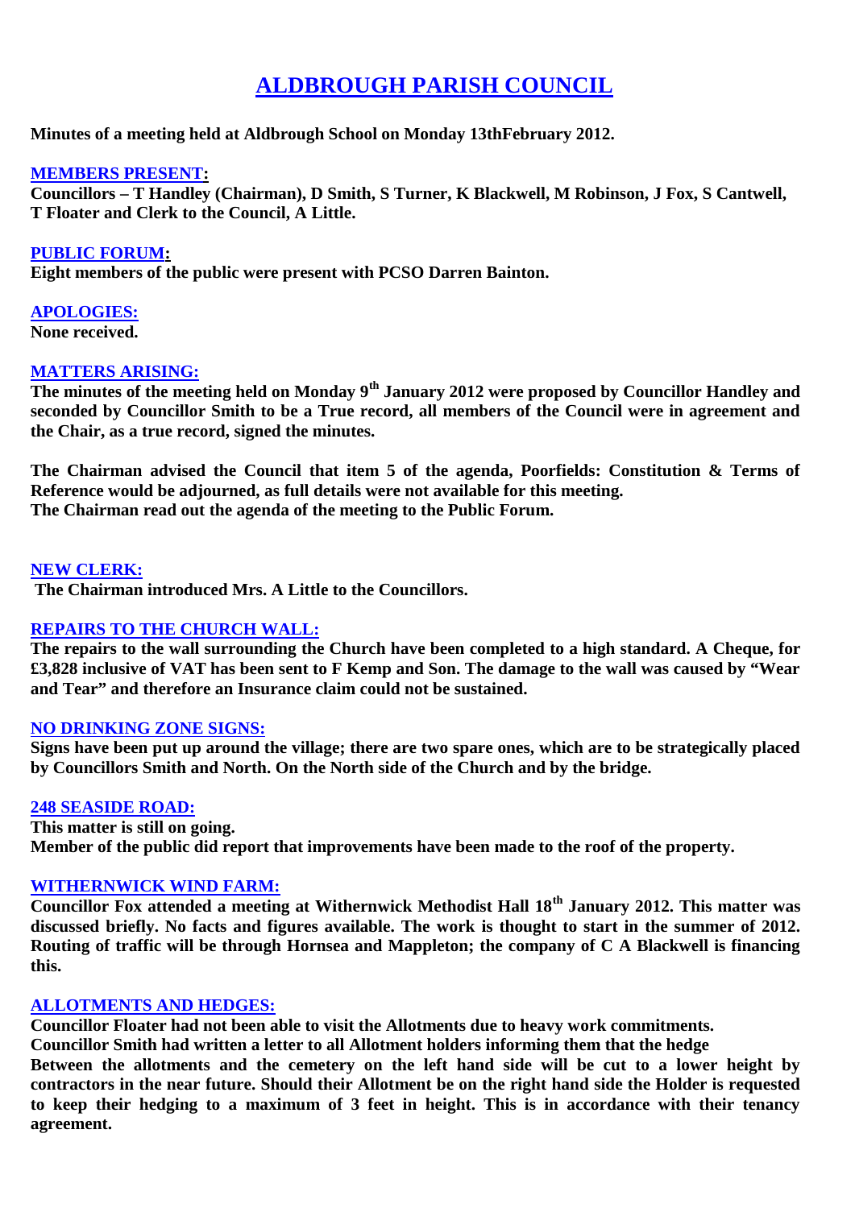# ALDBROUGH PARISH COUNCIL

**Minutes of a meeting held at Aldbrough School on Monday 13thFebruary 2012.**

## MEMBERS PRESENT:

**Councillors – T Handley (Chairman), D Smith, S Turner, K Blackwell, M Robinson, J Fox, S Cantwell, T Floater and Clerk to the Council, A Little.**

## PUBLIC FORUM:

**Eight members of the public were present with PCSO Darren Bainton.**

## APOLOGIES:

**None received.**

## MATTERS ARISING:

**The minutes of the meeting held on Monday 9th January 2012 were proposed by Councillor Handley and seconded by Councillor Smith to be a True record, all members of the Council were in agreement and the Chair, as a true record, signed the minutes.**

**The Chairman advised the Council that item 5 of the agenda, Poorfields: Constitution & Terms of Reference would be adjourned, as full details were not available for this meeting.**
**The Chairman read out the agenda of the meeting to the Public Forum.**

## NEW CLERK:

**The Chairman introduced Mrs. A Little to the Councillors.**

## REPAIRS TO THE CHURCH WALL:

**The repairs to the wall surrounding the Church have been completed to a high standard. A Cheque, for £3,828 inclusive of VAT has been sent to F Kemp and Son. The damage to the wall was caused by "Wear and Tear" and therefore an Insurance claim could not be sustained.**

## NO DRINKING ZONE SIGNS:

**Signs have been put up around the village; there are two spare ones, which are to be strategically placed by Councillors Smith and North. On the North side of the Church and by the bridge.**

## 248 SEASIDE ROAD:

**This matter is still on going.**
**Member of the public did report that improvements have been made to the roof of the property.**

## WITHERNWICK WIND FARM:

**Councillor Fox attended a meeting at Withernwick Methodist Hall 18th January 2012. This matter was discussed briefly. No facts and figures available. The work is thought to start in the summer of 2012. Routing of traffic will be through Hornsea and Mappleton; the company of C A Blackwell is financing this.**

## ALLOTMENTS AND HEDGES:

**Councillor Floater had not been able to visit the Allotments due to heavy work commitments.**
**Councillor Smith had written a letter to all Allotment holders informing them that the hedge**
**Between the allotments and the cemetery on the left hand side will be cut to a lower height by contractors in the near future. Should their Allotment be on the right hand side the Holder is requested to keep their hedging to a maximum of 3 feet in height. This is in accordance with their tenancy agreement.**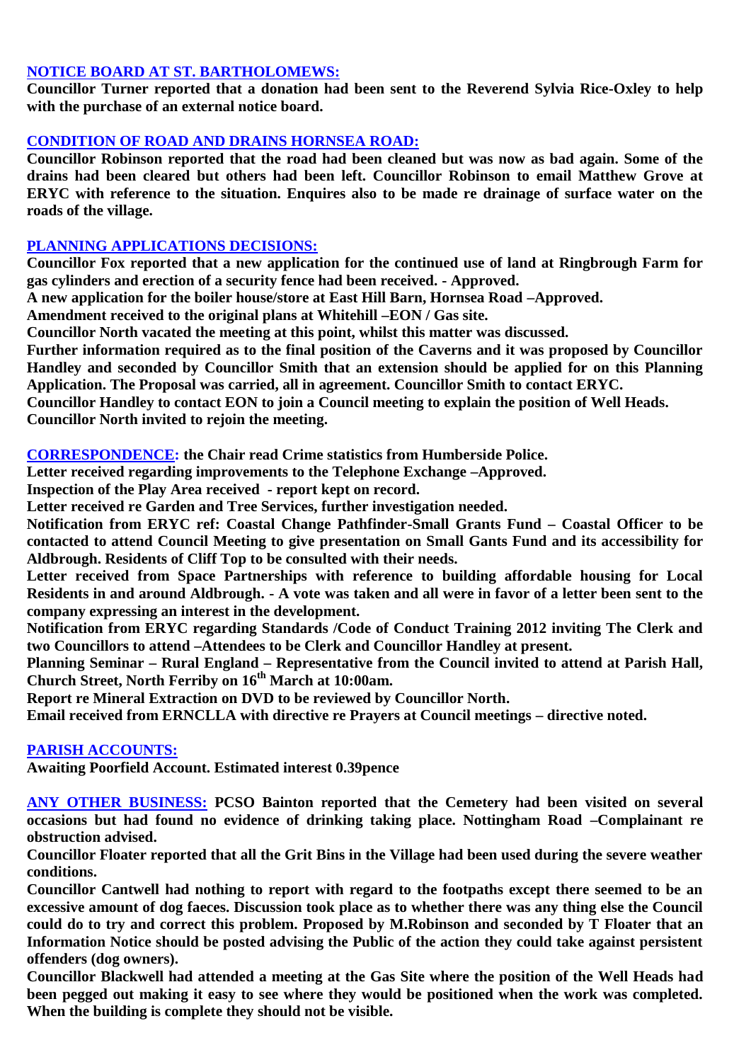**NOTICE BOARD AT ST. BARTHOLOMEWS:**

**Councillor Turner reported that a donation had been sent to the Reverend Sylvia Rice-Oxley to help with the purchase of an external notice board.**

**CONDITION OF ROAD AND DRAINS HORNSEA ROAD:**

**Councillor Robinson reported that the road had been cleaned but was now as bad again. Some of the drains had been cleared but others had been left. Councillor Robinson to email Matthew Grove at ERYC with reference to the situation. Enquires also to be made re drainage of surface water on the roads of the village.**

**PLANNING APPLICATIONS DECISIONS:**

**Councillor Fox reported that a new application for the continued use of land at Ringbrough Farm for gas cylinders and erection of a security fence had been received. - Approved.**

**A new application for the boiler house/store at East Hill Barn, Hornsea Road –Approved.**

**Amendment received to the original plans at Whitehill –EON / Gas site.**

**Councillor North vacated the meeting at this point, whilst this matter was discussed.**

**Further information required as to the final position of the Caverns and it was proposed by Councillor Handley and seconded by Councillor Smith that an extension should be applied for on this Planning Application. The Proposal was carried, all in agreement. Councillor Smith to contact ERYC.**

**Councillor Handley to contact EON to join a Council meeting to explain the position of Well Heads.**

**Councillor North invited to rejoin the meeting.**

**CORRESPONDENCE: the Chair read Crime statistics from Humberside Police.**

**Letter received regarding improvements to the Telephone Exchange –Approved.**

**Inspection of the Play Area received - report kept on record.**

**Letter received re Garden and Tree Services, further investigation needed.**

**Notification from ERYC ref: Coastal Change Pathfinder-Small Grants Fund – Coastal Officer to be contacted to attend Council Meeting to give presentation on Small Gants Fund and its accessibility for Aldbrough. Residents of Cliff Top to be consulted with their needs.**

**Letter received from Space Partnerships with reference to building affordable housing for Local Residents in and around Aldbrough. - A vote was taken and all were in favor of a letter been sent to the company expressing an interest in the development.**

**Notification from ERYC regarding Standards /Code of Conduct Training 2012 inviting The Clerk and two Councillors to attend –Attendees to be Clerk and Councillor Handley at present.**

**Planning Seminar – Rural England – Representative from the Council invited to attend at Parish Hall, Church Street, North Ferriby on 16th March at 10:00am.**

**Report re Mineral Extraction on DVD to be reviewed by Councillor North.**

**Email received from ERNCLLA with directive re Prayers at Council meetings – directive noted.**

**PARISH ACCOUNTS:**

**Awaiting Poorfield Account. Estimated interest 0.39pence**

**ANY OTHER BUSINESS: PCSO Bainton reported that the Cemetery had been visited on several occasions but had found no evidence of drinking taking place. Nottingham Road –Complainant re obstruction advised.**

**Councillor Floater reported that all the Grit Bins in the Village had been used during the severe weather conditions.**

**Councillor Cantwell had nothing to report with regard to the footpaths except there seemed to be an excessive amount of dog faeces. Discussion took place as to whether there was any thing else the Council could do to try and correct this problem. Proposed by M.Robinson and seconded by T Floater that an Information Notice should be posted advising the Public of the action they could take against persistent offenders (dog owners).**

**Councillor Blackwell had attended a meeting at the Gas Site where the position of the Well Heads had been pegged out making it easy to see where they would be positioned when the work was completed. When the building is complete they should not be visible.**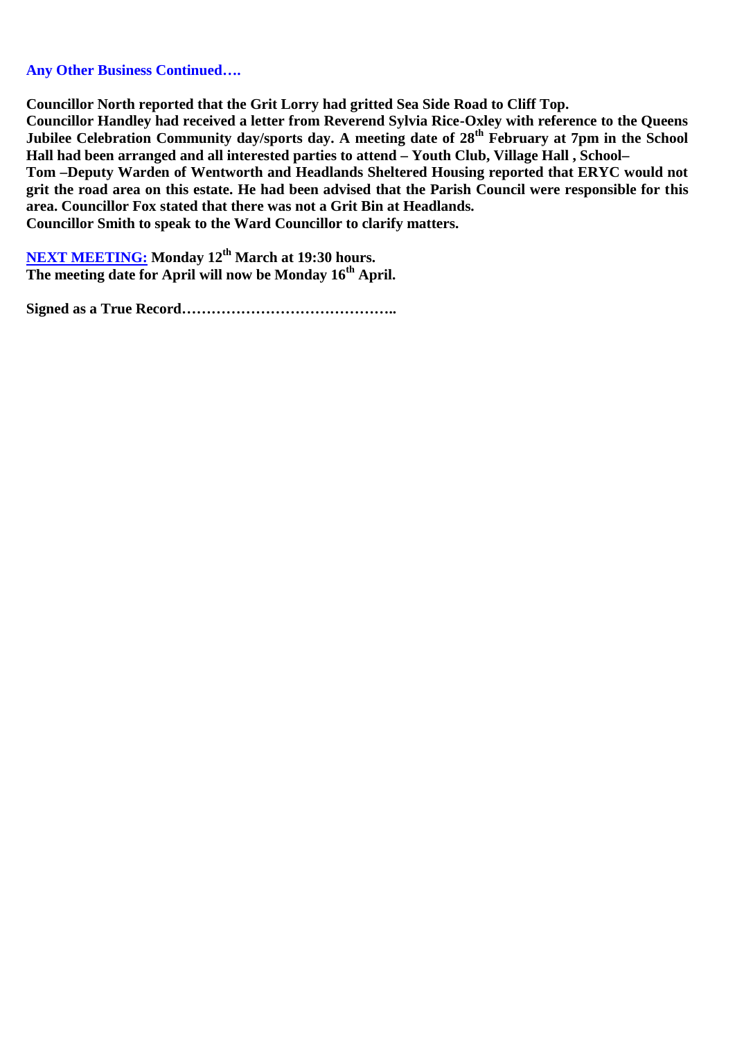**Any Other Business Continued….**

**Councillor North reported that the Grit Lorry had gritted Sea Side Road to Cliff Top.**
**Councillor Handley had received a letter from Reverend Sylvia Rice-Oxley with reference to the Queens Jubilee Celebration Community day/sports day. A meeting date of 28th February at 7pm in the School Hall had been arranged and all interested parties to attend – Youth Club, Village Hall , School–**
**Tom –Deputy Warden of Wentworth and Headlands Sheltered Housing reported that ERYC would not grit the road area on this estate. He had been advised that the Parish Council were responsible for this area. Councillor Fox stated that there was not a Grit Bin at Headlands.**
**Councillor Smith to speak to the Ward Councillor to clarify matters.**

**NEXT MEETING: Monday 12th March at 19:30 hours.**
**The meeting date for April will now be Monday 16th April.**

**Signed as a True Record……………………………………..**